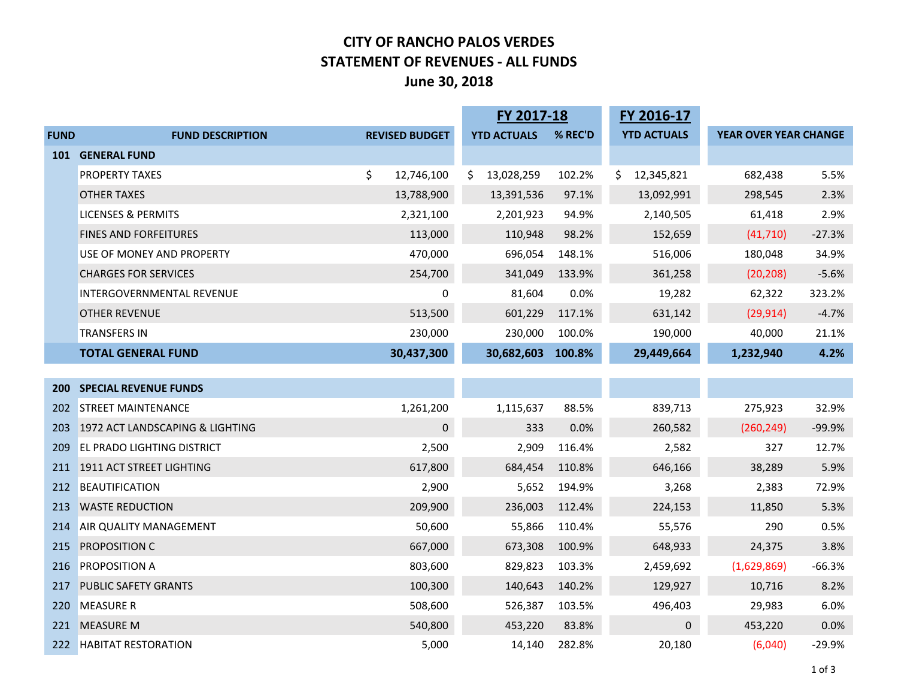# CITY OF RANCHO PALOS VERDES
## STATEMENT OF REVENUES - ALL FUNDS
## June 30, 2018

| FUND | FUND DESCRIPTION | REVISED BUDGET | FY 2017-18 YTD ACTUALS | FY 2017-18 % REC'D | FY 2016-17 YTD ACTUALS | YEAR OVER YEAR CHANGE | |
|---|---|---|---|---|---|---|---|
| **101** | **GENERAL FUND** | | | | | | |
| | PROPERTY TAXES | $ 12,746,100 | $ 13,028,259 | 102.2% | $ 12,345,821 | 682,438 | 5.5% |
| | OTHER TAXES | 13,788,900 | 13,391,536 | 97.1% | 13,092,991 | 298,545 | 2.3% |
| | LICENSES & PERMITS | 2,321,100 | 2,201,923 | 94.9% | 2,140,505 | 61,418 | 2.9% |
| | FINES AND FORFEITURES | 113,000 | 110,948 | 98.2% | 152,659 | (41,710) | -27.3% |
| | USE OF MONEY AND PROPERTY | 470,000 | 696,054 | 148.1% | 516,006 | 180,048 | 34.9% |
| | CHARGES FOR SERVICES | 254,700 | 341,049 | 133.9% | 361,258 | (20,208) | -5.6% |
| | INTERGOVERNMENTAL REVENUE | 0 | 81,604 | 0.0% | 19,282 | 62,322 | 323.2% |
| | OTHER REVENUE | 513,500 | 601,229 | 117.1% | 631,142 | (29,914) | -4.7% |
| | TRANSFERS IN | 230,000 | 230,000 | 100.0% | 190,000 | 40,000 | 21.1% |
| | **TOTAL GENERAL FUND** | **30,437,300** | **30,682,603** | **100.8%** | **29,449,664** | **1,232,940** | **4.2%** |
| | | | | | | | |
| **200** | **SPECIAL REVENUE FUNDS** | | | | | | |
| 202 | STREET MAINTENANCE | 1,261,200 | 1,115,637 | 88.5% | 839,713 | 275,923 | 32.9% |
| 203 | 1972 ACT LANDSCAPING & LIGHTING | 0 | 333 | 0.0% | 260,582 | (260,249) | -99.9% |
| 209 | EL PRADO LIGHTING DISTRICT | 2,500 | 2,909 | 116.4% | 2,582 | 327 | 12.7% |
| 211 | 1911 ACT STREET LIGHTING | 617,800 | 684,454 | 110.8% | 646,166 | 38,289 | 5.9% |
| 212 | BEAUTIFICATION | 2,900 | 5,652 | 194.9% | 3,268 | 2,383 | 72.9% |
| 213 | WASTE REDUCTION | 209,900 | 236,003 | 112.4% | 224,153 | 11,850 | 5.3% |
| 214 | AIR QUALITY MANAGEMENT | 50,600 | 55,866 | 110.4% | 55,576 | 290 | 0.5% |
| 215 | PROPOSITION C | 667,000 | 673,308 | 100.9% | 648,933 | 24,375 | 3.8% |
| 216 | PROPOSITION A | 803,600 | 829,823 | 103.3% | 2,459,692 | (1,629,869) | -66.3% |
| 217 | PUBLIC SAFETY GRANTS | 100,300 | 140,643 | 140.2% | 129,927 | 10,716 | 8.2% |
| 220 | MEASURE R | 508,600 | 526,387 | 103.5% | 496,403 | 29,983 | 6.0% |
| 221 | MEASURE M | 540,800 | 453,220 | 83.8% | 0 | 453,220 | 0.0% |
| 222 | HABITAT RESTORATION | 5,000 | 14,140 | 282.8% | 20,180 | (6,040) | -29.9% |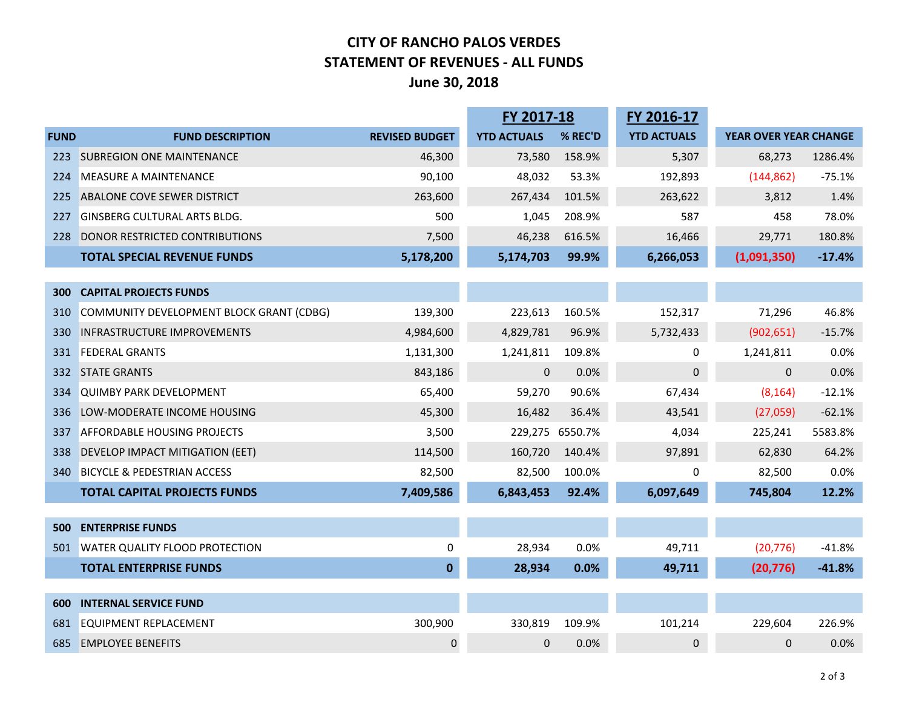# CITY OF RANCHO PALOS VERDES
## STATEMENT OF REVENUES - ALL FUNDS
## June 30, 2018

| | | | FY 2017-18 | | FY 2016-17 | | |
|---|---|---|---|---|---|---|---|
| FUND | FUND DESCRIPTION | REVISED BUDGET | YTD ACTUALS | % REC'D | YTD ACTUALS | YEAR OVER YEAR CHANGE | |
| 223 | SUBREGION ONE MAINTENANCE | 46,300 | 73,580 | 158.9% | 5,307 | 68,273 | 1286.4% |
| 224 | MEASURE A MAINTENANCE | 90,100 | 48,032 | 53.3% | 192,893 | (144,862) | -75.1% |
| 225 | ABALONE COVE SEWER DISTRICT | 263,600 | 267,434 | 101.5% | 263,622 | 3,812 | 1.4% |
| 227 | GINSBERG CULTURAL ARTS BLDG. | 500 | 1,045 | 208.9% | 587 | 458 | 78.0% |
| 228 | DONOR RESTRICTED CONTRIBUTIONS | 7,500 | 46,238 | 616.5% | 16,466 | 29,771 | 180.8% |
| | **TOTAL SPECIAL REVENUE FUNDS** | **5,178,200** | **5,174,703** | **99.9%** | **6,266,053** | **(1,091,350)** | **-17.4%** |
| | | | | | | | |
| **300** | **CAPITAL PROJECTS FUNDS** | | | | | | |
| 310 | COMMUNITY DEVELOPMENT BLOCK GRANT (CDBG) | 139,300 | 223,613 | 160.5% | 152,317 | 71,296 | 46.8% |
| 330 | INFRASTRUCTURE IMPROVEMENTS | 4,984,600 | 4,829,781 | 96.9% | 5,732,433 | (902,651) | -15.7% |
| 331 | FEDERAL GRANTS | 1,131,300 | 1,241,811 | 109.8% | 0 | 1,241,811 | 0.0% |
| 332 | STATE GRANTS | 843,186 | 0 | 0.0% | 0 | 0 | 0.0% |
| 334 | QUIMBY PARK DEVELOPMENT | 65,400 | 59,270 | 90.6% | 67,434 | (8,164) | -12.1% |
| 336 | LOW-MODERATE INCOME HOUSING | 45,300 | 16,482 | 36.4% | 43,541 | (27,059) | -62.1% |
| 337 | AFFORDABLE HOUSING PROJECTS | 3,500 | 229,275 | 6550.7% | 4,034 | 225,241 | 5583.8% |
| 338 | DEVELOP IMPACT MITIGATION (EET) | 114,500 | 160,720 | 140.4% | 97,891 | 62,830 | 64.2% |
| 340 | BICYCLE & PEDESTRIAN ACCESS | 82,500 | 82,500 | 100.0% | 0 | 82,500 | 0.0% |
| | **TOTAL CAPITAL PROJECTS FUNDS** | **7,409,586** | **6,843,453** | **92.4%** | **6,097,649** | **745,804** | **12.2%** |
| | | | | | | | |
| **500** | **ENTERPRISE FUNDS** | | | | | | |
| 501 | WATER QUALITY FLOOD PROTECTION | 0 | 28,934 | 0.0% | 49,711 | (20,776) | -41.8% |
| | **TOTAL ENTERPRISE FUNDS** | **0** | **28,934** | **0.0%** | **49,711** | **(20,776)** | **-41.8%** |
| | | | | | | | |
| **600** | **INTERNAL SERVICE FUND** | | | | | | |
| 681 | EQUIPMENT REPLACEMENT | 300,900 | 330,819 | 109.9% | 101,214 | 229,604 | 226.9% |
| 685 | EMPLOYEE BENEFITS | 0 | 0 | 0.0% | 0 | 0 | 0.0% |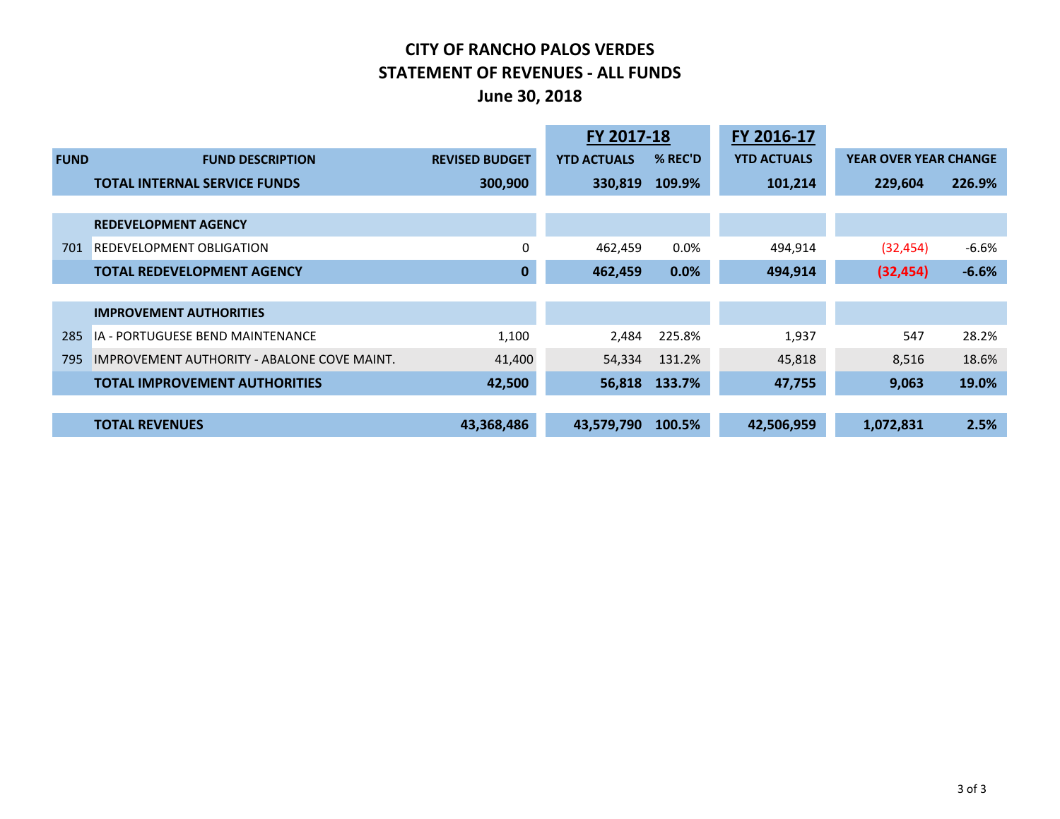# CITY OF RANCHO PALOS VERDES
## STATEMENT OF REVENUES - ALL FUNDS
### June 30, 2018

| FUND | FUND DESCRIPTION | REVISED BUDGET | FY 2017-18 YTD ACTUALS | FY 2017-18 % REC'D | FY 2016-17 YTD ACTUALS | YEAR OVER YEAR CHANGE | |
|---|---|---|---|---|---|---|---|
| | **TOTAL INTERNAL SERVICE FUNDS** | **300,900** | **330,819** | **109.9%** | **101,214** | **229,604** | **226.9%** |
| | | | | | | | |
| | **REDEVELOPMENT AGENCY** | | | | | | |
| 701 | REDEVELOPMENT OBLIGATION | 0 | 462,459 | 0.0% | 494,914 | (32,454) | -6.6% |
| | **TOTAL REDEVELOPMENT AGENCY** | **0** | **462,459** | **0.0%** | **494,914** | **(32,454)** | **-6.6%** |
| | | | | | | | |
| | **IMPROVEMENT AUTHORITIES** | | | | | | |
| 285 | IA - PORTUGUESE BEND MAINTENANCE | 1,100 | 2,484 | 225.8% | 1,937 | 547 | 28.2% |
| 795 | IMPROVEMENT AUTHORITY - ABALONE COVE MAINT. | 41,400 | 54,334 | 131.2% | 45,818 | 8,516 | 18.6% |
| | **TOTAL IMPROVEMENT AUTHORITIES** | **42,500** | **56,818** | **133.7%** | **47,755** | **9,063** | **19.0%** |
| | | | | | | | |
| | **TOTAL REVENUES** | **43,368,486** | **43,579,790** | **100.5%** | **42,506,959** | **1,072,831** | **2.5%** |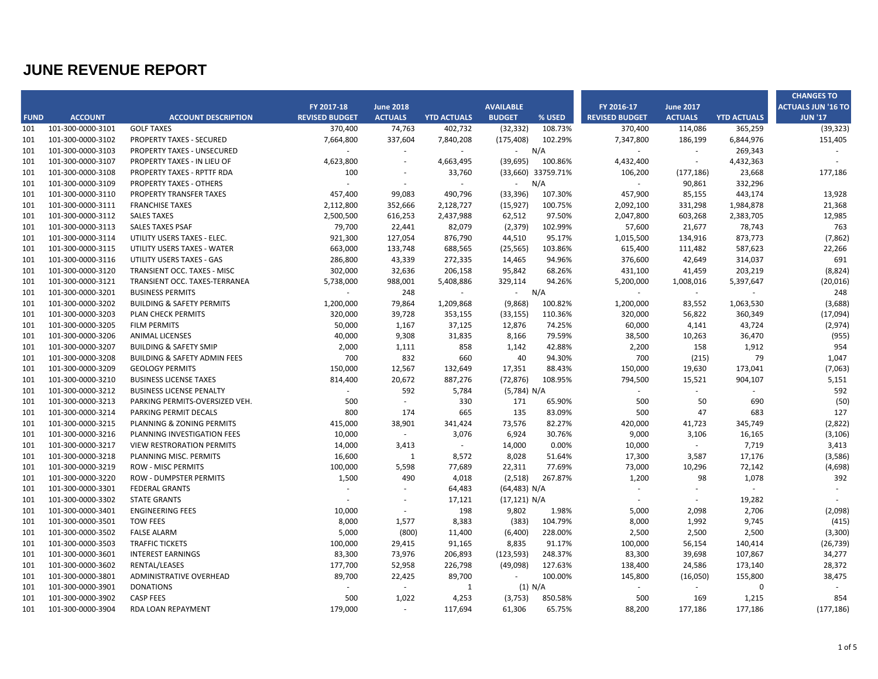# JUNE REVENUE REPORT

| FUND | ACCOUNT | ACCOUNT DESCRIPTION | FY 2017-18 REVISED BUDGET | June 2018 ACTUALS | YTD ACTUALS | AVAILABLE BUDGET | % USED | FY 2016-17 REVISED BUDGET | June 2017 ACTUALS | YTD ACTUALS | CHANGES TO ACTUALS JUN '16 TO JUN '17 |
|---|---|---|---|---|---|---|---|---|---|---|---|
| 101 | 101-300-0000-3101 | GOLF TAXES | 370,400 | 74,763 | 402,732 | (32,332) | 108.73% | 370,400 | 114,086 | 365,259 | (39,323) |
| 101 | 101-300-0000-3102 | PROPERTY TAXES - SECURED | 7,664,800 | 337,604 | 7,840,208 | (175,408) | 102.29% | 7,347,800 | 186,199 | 6,844,976 | 151,405 |
| 101 | 101-300-0000-3103 | PROPERTY TAXES - UNSECURED | - | - | - | - | N/A | - | - | 269,343 | - |
| 101 | 101-300-0000-3107 | PROPERTY TAXES - IN LIEU OF | 4,623,800 | - | 4,663,495 | (39,695) | 100.86% | 4,432,400 | - | 4,432,363 | - |
| 101 | 101-300-0000-3108 | PROPERTY TAXES - RPTTF RDA | 100 | - | 33,760 | (33,660) | 33759.71% | 106,200 | (177,186) | 23,668 | 177,186 |
| 101 | 101-300-0000-3109 | PROPERTY TAXES - OTHERS | - | - | - | - | N/A | - | 90,861 | 332,296 | |
| 101 | 101-300-0000-3110 | PROPERTY TRANSFER TAXES | 457,400 | 99,083 | 490,796 | (33,396) | 107.30% | 457,900 | 85,155 | 443,174 | 13,928 |
| 101 | 101-300-0000-3111 | FRANCHISE TAXES | 2,112,800 | 352,666 | 2,128,727 | (15,927) | 100.75% | 2,092,100 | 331,298 | 1,984,878 | 21,368 |
| 101 | 101-300-0000-3112 | SALES TAXES | 2,500,500 | 616,253 | 2,437,988 | 62,512 | 97.50% | 2,047,800 | 603,268 | 2,383,705 | 12,985 |
| 101 | 101-300-0000-3113 | SALES TAXES PSAF | 79,700 | 22,441 | 82,079 | (2,379) | 102.99% | 57,600 | 21,677 | 78,743 | 763 |
| 101 | 101-300-0000-3114 | UTILITY USERS TAXES - ELEC. | 921,300 | 127,054 | 876,790 | 44,510 | 95.17% | 1,015,500 | 134,916 | 873,773 | (7,862) |
| 101 | 101-300-0000-3115 | UTILITY USERS TAXES - WATER | 663,000 | 133,748 | 688,565 | (25,565) | 103.86% | 615,400 | 111,482 | 587,623 | 22,266 |
| 101 | 101-300-0000-3116 | UTILITY USERS TAXES - GAS | 286,800 | 43,339 | 272,335 | 14,465 | 94.96% | 376,600 | 42,649 | 314,037 | 691 |
| 101 | 101-300-0000-3120 | TRANSIENT OCC. TAXES - MISC | 302,000 | 32,636 | 206,158 | 95,842 | 68.26% | 431,100 | 41,459 | 203,219 | (8,824) |
| 101 | 101-300-0000-3121 | TRANSIENT OCC. TAXES-TERRANEA | 5,738,000 | 988,001 | 5,408,886 | 329,114 | 94.26% | 5,200,000 | 1,008,016 | 5,397,647 | (20,016) |
| 101 | 101-300-0000-3201 | BUSINESS PERMITS | - | 248 | - | - | N/A | - | - | - | 248 |
| 101 | 101-300-0000-3202 | BUILDING & SAFETY PERMITS | 1,200,000 | 79,864 | 1,209,868 | (9,868) | 100.82% | 1,200,000 | 83,552 | 1,063,530 | (3,688) |
| 101 | 101-300-0000-3203 | PLAN CHECK PERMITS | 320,000 | 39,728 | 353,155 | (33,155) | 110.36% | 320,000 | 56,822 | 360,349 | (17,094) |
| 101 | 101-300-0000-3205 | FILM PERMITS | 50,000 | 1,167 | 37,125 | 12,876 | 74.25% | 60,000 | 4,141 | 43,724 | (2,974) |
| 101 | 101-300-0000-3206 | ANIMAL LICENSES | 40,000 | 9,308 | 31,835 | 8,166 | 79.59% | 38,500 | 10,263 | 36,470 | (955) |
| 101 | 101-300-0000-3207 | BUILDING & SAFETY SMIP | 2,000 | 1,111 | 858 | 1,142 | 42.88% | 2,200 | 158 | 1,912 | 954 |
| 101 | 101-300-0000-3208 | BUILDING & SAFETY ADMIN FEES | 700 | 832 | 660 | 40 | 94.30% | 700 | (215) | 79 | 1,047 |
| 101 | 101-300-0000-3209 | GEOLOGY PERMITS | 150,000 | 12,567 | 132,649 | 17,351 | 88.43% | 150,000 | 19,630 | 173,041 | (7,063) |
| 101 | 101-300-0000-3210 | BUSINESS LICENSE TAXES | 814,400 | 20,672 | 887,276 | (72,876) | 108.95% | 794,500 | 15,521 | 904,107 | 5,151 |
| 101 | 101-300-0000-3212 | BUSINESS LICENSE PENALTY | - | 592 | 5,784 | (5,784) | N/A | - | - | - | 592 |
| 101 | 101-300-0000-3213 | PARKING PERMITS-OVERSIZED VEH. | 500 | - | 330 | 171 | 65.90% | 500 | 50 | 690 | (50) |
| 101 | 101-300-0000-3214 | PARKING PERMIT DECALS | 800 | 174 | 665 | 135 | 83.09% | 500 | 47 | 683 | 127 |
| 101 | 101-300-0000-3215 | PLANNING & ZONING PERMITS | 415,000 | 38,901 | 341,424 | 73,576 | 82.27% | 420,000 | 41,723 | 345,749 | (2,822) |
| 101 | 101-300-0000-3216 | PLANNING INVESTIGATION FEES | 10,000 | - | 3,076 | 6,924 | 30.76% | 9,000 | 3,106 | 16,165 | (3,106) |
| 101 | 101-300-0000-3217 | VIEW RESTRORATION PERMITS | 14,000 | 3,413 | - | 14,000 | 0.00% | 10,000 | - | 7,719 | 3,413 |
| 101 | 101-300-0000-3218 | PLANNING MISC. PERMITS | 16,600 | 1 | 8,572 | 8,028 | 51.64% | 17,300 | 3,587 | 17,176 | (3,586) |
| 101 | 101-300-0000-3219 | ROW - MISC PERMITS | 100,000 | 5,598 | 77,689 | 22,311 | 77.69% | 73,000 | 10,296 | 72,142 | (4,698) |
| 101 | 101-300-0000-3220 | ROW - DUMPSTER PERMITS | 1,500 | 490 | 4,018 | (2,518) | 267.87% | 1,200 | 98 | 1,078 | 392 |
| 101 | 101-300-0000-3301 | FEDERAL GRANTS | - | - | 64,483 | (64,483) | N/A | - | - | - | - |
| 101 | 101-300-0000-3302 | STATE GRANTS | - | - | 17,121 | (17,121) | N/A | - | - | 19,282 | - |
| 101 | 101-300-0000-3401 | ENGINEERING FEES | 10,000 | - | 198 | 9,802 | 1.98% | 5,000 | 2,098 | 2,706 | (2,098) |
| 101 | 101-300-0000-3501 | TOW FEES | 8,000 | 1,577 | 8,383 | (383) | 104.79% | 8,000 | 1,992 | 9,745 | (415) |
| 101 | 101-300-0000-3502 | FALSE ALARM | 5,000 | (800) | 11,400 | (6,400) | 228.00% | 2,500 | 2,500 | 2,500 | (3,300) |
| 101 | 101-300-0000-3503 | TRAFFIC TICKETS | 100,000 | 29,415 | 91,165 | 8,835 | 91.17% | 100,000 | 56,154 | 140,414 | (26,739) |
| 101 | 101-300-0000-3601 | INTEREST EARNINGS | 83,300 | 73,976 | 206,893 | (123,593) | 248.37% | 83,300 | 39,698 | 107,867 | 34,277 |
| 101 | 101-300-0000-3602 | RENTAL/LEASES | 177,700 | 52,958 | 226,798 | (49,098) | 127.63% | 138,400 | 24,586 | 173,140 | 28,372 |
| 101 | 101-300-0000-3801 | ADMINISTRATIVE OVERHEAD | 89,700 | 22,425 | 89,700 | - | 100.00% | 145,800 | (16,050) | 155,800 | 38,475 |
| 101 | 101-300-0000-3901 | DONATIONS | - | - | 1 | (1) | N/A | - | - | 0 | - |
| 101 | 101-300-0000-3902 | CASP FEES | 500 | 1,022 | 4,253 | (3,753) | 850.58% | 500 | 169 | 1,215 | 854 |
| 101 | 101-300-0000-3904 | RDA LOAN REPAYMENT | 179,000 | - | 117,694 | 61,306 | 65.75% | 88,200 | 177,186 | 177,186 | (177,186) |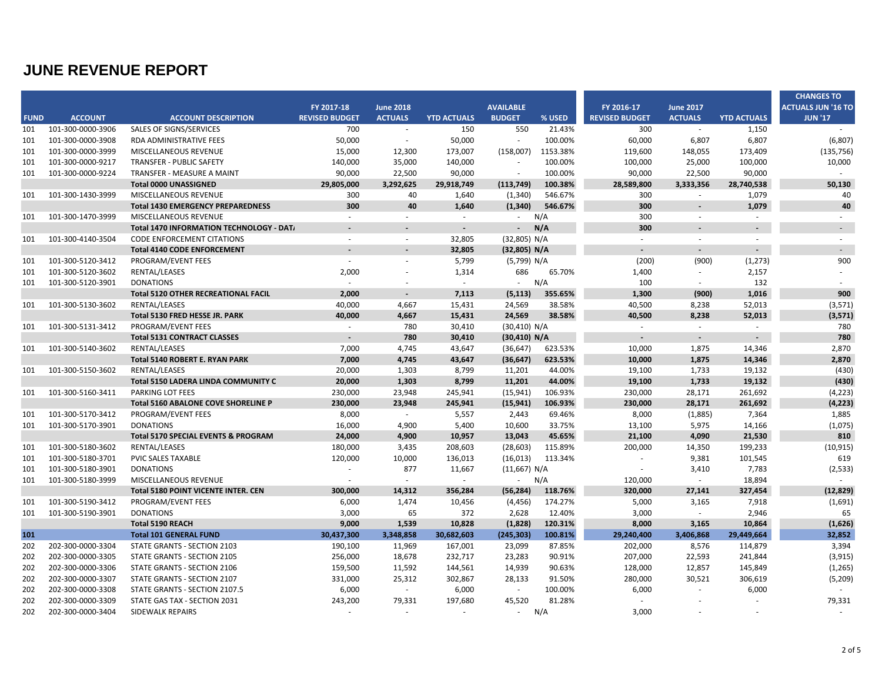# JUNE REVENUE REPORT

| FUND | ACCOUNT | ACCOUNT DESCRIPTION | FY 2017-18 REVISED BUDGET | June 2018 ACTUALS | YTD ACTUALS | AVAILABLE BUDGET | % USED | FY 2016-17 REVISED BUDGET | June 2017 ACTUALS | YTD ACTUALS | CHANGES TO ACTUALS JUN '16 TO JUN '17 |
|---|---|---|---|---|---|---|---|---|---|---|---|
| 101 | 101-300-0000-3906 | SALES OF SIGNS/SERVICES | 700 | - | 150 | 550 | 21.43% | 300 | - | 1,150 | - |
| 101 | 101-300-0000-3908 | RDA ADMINISTRATIVE FEES | 50,000 | - | 50,000 | - | 100.00% | 60,000 | 6,807 | 6,807 | (6,807) |
| 101 | 101-300-0000-3999 | MISCELLANEOUS REVENUE | 15,000 | 12,300 | 173,007 | (158,007) | 1153.38% | 119,600 | 148,055 | 173,409 | (135,756) |
| 101 | 101-300-0000-9217 | TRANSFER - PUBLIC SAFETY | 140,000 | 35,000 | 140,000 | - | 100.00% | 100,000 | 25,000 | 100,000 | 10,000 |
| 101 | 101-300-0000-9224 | TRANSFER - MEASURE A MAINT | 90,000 | 22,500 | 90,000 | - | 100.00% | 90,000 | 22,500 | 90,000 | - |
| | | **Total 0000 UNASSIGNED** | **29,805,000** | **3,292,625** | **29,918,749** | **(113,749)** | **100.38%** | **28,589,800** | **3,333,356** | **28,740,538** | **50,130** |
| 101 | 101-300-1430-3999 | MISCELLANEOUS REVENUE | 300 | 40 | 1,640 | (1,340) | 546.67% | 300 | - | 1,079 | 40 |
| | | **Total 1430 EMERGENCY PREPAREDNESS** | **300** | **40** | **1,640** | **(1,340)** | **546.67%** | **300** | **-** | **1,079** | **40** |
| 101 | 101-300-1470-3999 | MISCELLANEOUS REVENUE | - | - | - | - | N/A | 300 | - | - | - |
| | | **Total 1470 INFORMATION TECHNOLOGY - DAT** | **-** | **-** | **-** | **-** | **N/A** | **300** | **-** | **-** | **-** |
| 101 | 101-300-4140-3504 | CODE ENFORCEMENT CITATIONS | - | - | 32,805 | (32,805) | N/A | - | - | - | - |
| | | **Total 4140 CODE ENFORCEMENT** | **-** | **-** | **32,805** | **(32,805)** | **N/A** | **-** | **-** | **-** | **-** |
| 101 | 101-300-5120-3412 | PROGRAM/EVENT FEES | - | - | 5,799 | (5,799) | N/A | (200) | (900) | (1,273) | 900 |
| 101 | 101-300-5120-3602 | RENTAL/LEASES | 2,000 | - | 1,314 | 686 | 65.70% | 1,400 | - | 2,157 | - |
| 101 | 101-300-5120-3901 | DONATIONS | - | - | - | - | N/A | 100 | - | 132 | - |
| | | **Total 5120 OTHER RECREATIONAL FACIL** | **2,000** | **-** | **7,113** | **(5,113)** | **355.65%** | **1,300** | **(900)** | **1,016** | **900** |
| 101 | 101-300-5130-3602 | RENTAL/LEASES | 40,000 | 4,667 | 15,431 | 24,569 | 38.58% | 40,500 | 8,238 | 52,013 | (3,571) |
| | | **Total 5130 FRED HESSE JR. PARK** | **40,000** | **4,667** | **15,431** | **24,569** | **38.58%** | **40,500** | **8,238** | **52,013** | **(3,571)** |
| 101 | 101-300-5131-3412 | PROGRAM/EVENT FEES | - | 780 | 30,410 | (30,410) | N/A | - | - | - | 780 |
| | | **Total 5131 CONTRACT CLASSES** | **-** | **780** | **30,410** | **(30,410)** | **N/A** | **-** | **-** | **-** | **780** |
| 101 | 101-300-5140-3602 | RENTAL/LEASES | 7,000 | 4,745 | 43,647 | (36,647) | 623.53% | 10,000 | 1,875 | 14,346 | 2,870 |
| | | **Total 5140 ROBERT E. RYAN PARK** | **7,000** | **4,745** | **43,647** | **(36,647)** | **623.53%** | **10,000** | **1,875** | **14,346** | **2,870** |
| 101 | 101-300-5150-3602 | RENTAL/LEASES | 20,000 | 1,303 | 8,799 | 11,201 | 44.00% | 19,100 | 1,733 | 19,132 | (430) |
| | | **Total 5150 LADERA LINDA COMMUNITY C** | **20,000** | **1,303** | **8,799** | **11,201** | **44.00%** | **19,100** | **1,733** | **19,132** | **(430)** |
| 101 | 101-300-5160-3411 | PARKING LOT FEES | 230,000 | 23,948 | 245,941 | (15,941) | 106.93% | 230,000 | 28,171 | 261,692 | (4,223) |
| | | **Total 5160 ABALONE COVE SHORELINE P** | **230,000** | **23,948** | **245,941** | **(15,941)** | **106.93%** | **230,000** | **28,171** | **261,692** | **(4,223)** |
| 101 | 101-300-5170-3412 | PROGRAM/EVENT FEES | 8,000 | - | 5,557 | 2,443 | 69.46% | 8,000 | (1,885) | 7,364 | 1,885 |
| 101 | 101-300-5170-3901 | DONATIONS | 16,000 | 4,900 | 5,400 | 10,600 | 33.75% | 13,100 | 5,975 | 14,166 | (1,075) |
| | | **Total 5170 SPECIAL EVENTS & PROGRAM** | **24,000** | **4,900** | **10,957** | **13,043** | **45.65%** | **21,100** | **4,090** | **21,530** | **810** |
| 101 | 101-300-5180-3602 | RENTAL/LEASES | 180,000 | 3,435 | 208,603 | (28,603) | 115.89% | 200,000 | 14,350 | 199,233 | (10,915) |
| 101 | 101-300-5180-3701 | PVIC SALES TAXABLE | 120,000 | 10,000 | 136,013 | (16,013) | 113.34% | - | 9,381 | 101,545 | 619 |
| 101 | 101-300-5180-3901 | DONATIONS | - | 877 | 11,667 | (11,667) | N/A | - | 3,410 | 7,783 | (2,533) |
| 101 | 101-300-5180-3999 | MISCELLANEOUS REVENUE | - | - | - | - | N/A | 120,000 | - | 18,894 | - |
| | | **Total 5180 POINT VICENTE INTER. CEN** | **300,000** | **14,312** | **356,284** | **(56,284)** | **118.76%** | **320,000** | **27,141** | **327,454** | **(12,829)** |
| 101 | 101-300-5190-3412 | PROGRAM/EVENT FEES | 6,000 | 1,474 | 10,456 | (4,456) | 174.27% | 5,000 | 3,165 | 7,918 | (1,691) |
| 101 | 101-300-5190-3901 | DONATIONS | 3,000 | 65 | 372 | 2,628 | 12.40% | 3,000 | - | 2,946 | 65 |
| | | **Total 5190 REACH** | **9,000** | **1,539** | **10,828** | **(1,828)** | **120.31%** | **8,000** | **3,165** | **10,864** | **(1,626)** |
| **101** | | **Total 101 GENERAL FUND** | **30,437,300** | **3,348,858** | **30,682,603** | **(245,303)** | **100.81%** | **29,240,400** | **3,406,868** | **29,449,664** | **32,852** |
| 202 | 202-300-0000-3304 | STATE GRANTS - SECTION 2103 | 190,100 | 11,969 | 167,001 | 23,099 | 87.85% | 202,000 | 8,576 | 114,879 | 3,394 |
| 202 | 202-300-0000-3305 | STATE GRANTS - SECTION 2105 | 256,000 | 18,678 | 232,717 | 23,283 | 90.91% | 207,000 | 22,593 | 241,844 | (3,915) |
| 202 | 202-300-0000-3306 | STATE GRANTS - SECTION 2106 | 159,500 | 11,592 | 144,561 | 14,939 | 90.63% | 128,000 | 12,857 | 145,849 | (1,265) |
| 202 | 202-300-0000-3307 | STATE GRANTS - SECTION 2107 | 331,000 | 25,312 | 302,867 | 28,133 | 91.50% | 280,000 | 30,521 | 306,619 | (5,209) |
| 202 | 202-300-0000-3308 | STATE GRANTS - SECTION 2107.5 | 6,000 | - | 6,000 | - | 100.00% | 6,000 | - | 6,000 | - |
| 202 | 202-300-0000-3309 | STATE GAS TAX - SECTION 2031 | 243,200 | 79,331 | 197,680 | 45,520 | 81.28% | - | - | - | 79,331 |
| 202 | 202-300-0000-3404 | SIDEWALK REPAIRS | - | - | - | - | N/A | 3,000 | - | - | - |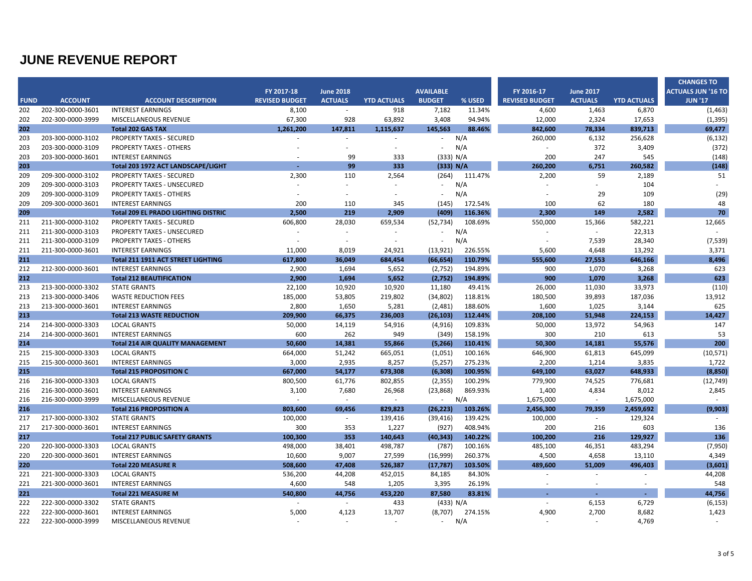# JUNE REVENUE REPORT

| FUND | ACCOUNT | ACCOUNT DESCRIPTION | FY 2017-18 REVISED BUDGET | June 2018 ACTUALS | YTD ACTUALS | AVAILABLE BUDGET | % USED | FY 2016-17 REVISED BUDGET | June 2017 ACTUALS | YTD ACTUALS | CHANGES TO ACTUALS JUN '16 TO JUN '17 |
|---|---|---|---|---|---|---|---|---|---|---|---|
| 202 | 202-300-0000-3601 | INTEREST EARNINGS | 8,100 | - | 918 | 7,182 | 11.34% | 4,600 | 1,463 | 6,870 | (1,463) |
| 202 | 202-300-0000-3999 | MISCELLANEOUS REVENUE | 67,300 | 928 | 63,892 | 3,408 | 94.94% | 12,000 | 2,324 | 17,653 | (1,395) |
| **202** | | **Total 202 GAS TAX** | **1,261,200** | **147,811** | **1,115,637** | **145,563** | **88.46%** | **842,600** | **78,334** | **839,713** | **69,477** |
| 203 | 203-300-0000-3102 | PROPERTY TAXES - SECURED | - | - | - | - | N/A | 260,000 | 6,132 | 256,628 | (6,132) |
| 203 | 203-300-0000-3109 | PROPERTY TAXES - OTHERS | - | - | - | - | N/A | - | 372 | 3,409 | (372) |
| 203 | 203-300-0000-3601 | INTEREST EARNINGS | - | 99 | 333 | (333) | N/A | 200 | 247 | 545 | (148) |
| **203** | | **Total 203 1972 ACT LANDSCAPE/LIGHT** | **-** | **99** | **333** | **(333)** | **N/A** | **260,200** | **6,751** | **260,582** | **(148)** |
| 209 | 209-300-0000-3102 | PROPERTY TAXES - SECURED | 2,300 | 110 | 2,564 | (264) | 111.47% | 2,200 | 59 | 2,189 | 51 |
| 209 | 209-300-0000-3103 | PROPERTY TAXES - UNSECURED | - | - | - | - | N/A | - | - | 104 | - |
| 209 | 209-300-0000-3109 | PROPERTY TAXES - OTHERS | - | - | - | - | N/A | - | 29 | 109 | (29) |
| 209 | 209-300-0000-3601 | INTEREST EARNINGS | 200 | 110 | 345 | (145) | 172.54% | 100 | 62 | 180 | 48 |
| **209** | | **Total 209 EL PRADO LIGHTING DISTRIC** | **2,500** | **219** | **2,909** | **(409)** | **116.36%** | **2,300** | **149** | **2,582** | **70** |
| 211 | 211-300-0000-3102 | PROPERTY TAXES - SECURED | 606,800 | 28,030 | 659,534 | (52,734) | 108.69% | 550,000 | 15,366 | 582,221 | 12,665 |
| 211 | 211-300-0000-3103 | PROPERTY TAXES - UNSECURED | - | - | - | - | N/A | - | - | 22,313 | - |
| 211 | 211-300-0000-3109 | PROPERTY TAXES - OTHERS | - | - | - | - | N/A | - | 7,539 | 28,340 | (7,539) |
| 211 | 211-300-0000-3601 | INTEREST EARNINGS | 11,000 | 8,019 | 24,921 | (13,921) | 226.55% | 5,600 | 4,648 | 13,292 | 3,371 |
| **211** | | **Total 211 1911 ACT STREET LIGHTING** | **617,800** | **36,049** | **684,454** | **(66,654)** | **110.79%** | **555,600** | **27,553** | **646,166** | **8,496** |
| 212 | 212-300-0000-3601 | INTEREST EARNINGS | 2,900 | 1,694 | 5,652 | (2,752) | 194.89% | 900 | 1,070 | 3,268 | 623 |
| **212** | | **Total 212 BEAUTIFICATION** | **2,900** | **1,694** | **5,652** | **(2,752)** | **194.89%** | **900** | **1,070** | **3,268** | **623** |
| 213 | 213-300-0000-3302 | STATE GRANTS | 22,100 | 10,920 | 10,920 | 11,180 | 49.41% | 26,000 | 11,030 | 33,973 | (110) |
| 213 | 213-300-0000-3406 | WASTE REDUCTION FEES | 185,000 | 53,805 | 219,802 | (34,802) | 118.81% | 180,500 | 39,893 | 187,036 | 13,912 |
| 213 | 213-300-0000-3601 | INTEREST EARNINGS | 2,800 | 1,650 | 5,281 | (2,481) | 188.60% | 1,600 | 1,025 | 3,144 | 625 |
| **213** | | **Total 213 WASTE REDUCTION** | **209,900** | **66,375** | **236,003** | **(26,103)** | **112.44%** | **208,100** | **51,948** | **224,153** | **14,427** |
| 214 | 214-300-0000-3303 | LOCAL GRANTS | 50,000 | 14,119 | 54,916 | (4,916) | 109.83% | 50,000 | 13,972 | 54,963 | 147 |
| 214 | 214-300-0000-3601 | INTEREST EARNINGS | 600 | 262 | 949 | (349) | 158.19% | 300 | 210 | 613 | 53 |
| **214** | | **Total 214 AIR QUALITY MANAGEMENT** | **50,600** | **14,381** | **55,866** | **(5,266)** | **110.41%** | **50,300** | **14,181** | **55,576** | **200** |
| 215 | 215-300-0000-3303 | LOCAL GRANTS | 664,000 | 51,242 | 665,051 | (1,051) | 100.16% | 646,900 | 61,813 | 645,099 | (10,571) |
| 215 | 215-300-0000-3601 | INTEREST EARNINGS | 3,000 | 2,935 | 8,257 | (5,257) | 275.23% | 2,200 | 1,214 | 3,835 | 1,722 |
| **215** | | **Total 215 PROPOSITION C** | **667,000** | **54,177** | **673,308** | **(6,308)** | **100.95%** | **649,100** | **63,027** | **648,933** | **(8,850)** |
| 216 | 216-300-0000-3303 | LOCAL GRANTS | 800,500 | 61,776 | 802,855 | (2,355) | 100.29% | 779,900 | 74,525 | 776,681 | (12,749) |
| 216 | 216-300-0000-3601 | INTEREST EARNINGS | 3,100 | 7,680 | 26,968 | (23,868) | 869.93% | 1,400 | 4,834 | 8,012 | 2,845 |
| 216 | 216-300-0000-3999 | MISCELLANEOUS REVENUE | - | - | - | - | N/A | 1,675,000 | - | 1,675,000 | - |
| **216** | | **Total 216 PROPOSITION A** | **803,600** | **69,456** | **829,823** | **(26,223)** | **103.26%** | **2,456,300** | **79,359** | **2,459,692** | **(9,903)** |
| 217 | 217-300-0000-3302 | STATE GRANTS | 100,000 | - | 139,416 | (39,416) | 139.42% | 100,000 | - | 129,324 | - |
| 217 | 217-300-0000-3601 | INTEREST EARNINGS | 300 | 353 | 1,227 | (927) | 408.94% | 200 | 216 | 603 | 136 |
| **217** | | **Total 217 PUBLIC SAFETY GRANTS** | **100,300** | **353** | **140,643** | **(40,343)** | **140.22%** | **100,200** | **216** | **129,927** | **136** |
| 220 | 220-300-0000-3303 | LOCAL GRANTS | 498,000 | 38,401 | 498,787 | (787) | 100.16% | 485,100 | 46,351 | 483,294 | (7,950) |
| 220 | 220-300-0000-3601 | INTEREST EARNINGS | 10,600 | 9,007 | 27,599 | (16,999) | 260.37% | 4,500 | 4,658 | 13,110 | 4,349 |
| **220** | | **Total 220 MEASURE R** | **508,600** | **47,408** | **526,387** | **(17,787)** | **103.50%** | **489,600** | **51,009** | **496,403** | **(3,601)** |
| 221 | 221-300-0000-3303 | LOCAL GRANTS | 536,200 | 44,208 | 452,015 | 84,185 | 84.30% | - | - | - | 44,208 |
| 221 | 221-300-0000-3601 | INTEREST EARNINGS | 4,600 | 548 | 1,205 | 3,395 | 26.19% | - | - | - | 548 |
| **221** | | **Total 221 MEASURE M** | **540,800** | **44,756** | **453,220** | **87,580** | **83.81%** | **-** | **-** | **-** | **44,756** |
| 222 | 222-300-0000-3302 | STATE GRANTS | - | - | 433 | (433) | N/A | - | 6,153 | 6,729 | (6,153) |
| 222 | 222-300-0000-3601 | INTEREST EARNINGS | 5,000 | 4,123 | 13,707 | (8,707) | 274.15% | 4,900 | 2,700 | 8,682 | 1,423 |
| 222 | 222-300-0000-3999 | MISCELLANEOUS REVENUE | - | - | - | - | N/A | - | - | 4,769 | - |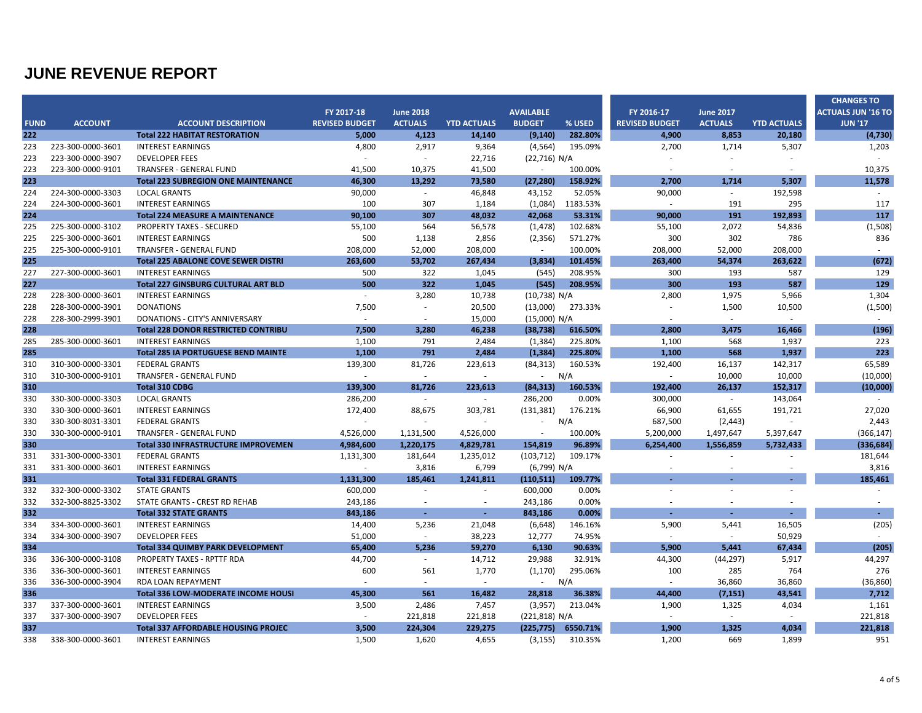# JUNE REVENUE REPORT

| FUND | ACCOUNT | ACCOUNT DESCRIPTION | FY 2017-18 REVISED BUDGET | June 2018 ACTUALS | YTD ACTUALS | AVAILABLE BUDGET | % USED | FY 2016-17 REVISED BUDGET | June 2017 ACTUALS | YTD ACTUALS | CHANGES TO ACTUALS JUN '16 TO JUN '17 |
|---|---|---|---|---|---|---|---|---|---|---|---|
| **222** | | **Total 222 HABITAT RESTORATION** | **5,000** | **4,123** | **14,140** | **(9,140)** | **282.80%** | **4,900** | **8,853** | **20,180** | **(4,730)** |
| 223 | 223-300-0000-3601 | INTEREST EARNINGS | 4,800 | 2,917 | 9,364 | (4,564) | 195.09% | 2,700 | 1,714 | 5,307 | 1,203 |
| 223 | 223-300-0000-3907 | DEVELOPER FEES | - | - | 22,716 | (22,716) | N/A | - | - | - | - |
| 223 | 223-300-0000-9101 | TRANSFER - GENERAL FUND | 41,500 | 10,375 | 41,500 | - | 100.00% | - | - | - | 10,375 |
| **223** | | **Total 223 SUBREGION ONE MAINTENANCE** | **46,300** | **13,292** | **73,580** | **(27,280)** | **158.92%** | **2,700** | **1,714** | **5,307** | **11,578** |
| 224 | 224-300-0000-3303 | LOCAL GRANTS | 90,000 | - | 46,848 | 43,152 | 52.05% | 90,000 | - | 192,598 | - |
| 224 | 224-300-0000-3601 | INTEREST EARNINGS | 100 | 307 | 1,184 | (1,084) | 1183.53% | - | 191 | 295 | 117 |
| **224** | | **Total 224 MEASURE A MAINTENANCE** | **90,100** | **307** | **48,032** | **42,068** | **53.31%** | **90,000** | **191** | **192,893** | **117** |
| 225 | 225-300-0000-3102 | PROPERTY TAXES - SECURED | 55,100 | 564 | 56,578 | (1,478) | 102.68% | 55,100 | 2,072 | 54,836 | (1,508) |
| 225 | 225-300-0000-3601 | INTEREST EARNINGS | 500 | 1,138 | 2,856 | (2,356) | 571.27% | 300 | 302 | 786 | 836 |
| 225 | 225-300-0000-9101 | TRANSFER - GENERAL FUND | 208,000 | 52,000 | 208,000 | - | 100.00% | 208,000 | 52,000 | 208,000 | - |
| **225** | | **Total 225 ABALONE COVE SEWER DISTRI** | **263,600** | **53,702** | **267,434** | **(3,834)** | **101.45%** | **263,400** | **54,374** | **263,622** | **(672)** |
| 227 | 227-300-0000-3601 | INTEREST EARNINGS | 500 | 322 | 1,045 | (545) | 208.95% | 300 | 193 | 587 | 129 |
| **227** | | **Total 227 GINSBURG CULTURAL ART BLD** | **500** | **322** | **1,045** | **(545)** | **208.95%** | **300** | **193** | **587** | **129** |
| 228 | 228-300-0000-3601 | INTEREST EARNINGS | - | 3,280 | 10,738 | (10,738) | N/A | 2,800 | 1,975 | 5,966 | 1,304 |
| 228 | 228-300-0000-3901 | DONATIONS | 7,500 | - | 20,500 | (13,000) | 273.33% | - | 1,500 | 10,500 | (1,500) |
| 228 | 228-300-2999-3901 | DONATIONS - CITY'S ANNIVERSARY | - | - | 15,000 | (15,000) | N/A | - | - | - | - |
| **228** | | **Total 228 DONOR RESTRICTED CONTRIBU** | **7,500** | **3,280** | **46,238** | **(38,738)** | **616.50%** | **2,800** | **3,475** | **16,466** | **(196)** |
| 285 | 285-300-0000-3601 | INTEREST EARNINGS | 1,100 | 791 | 2,484 | (1,384) | 225.80% | 1,100 | 568 | 1,937 | 223 |
| **285** | | **Total 285 IA PORTUGUESE BEND MAINTE** | **1,100** | **791** | **2,484** | **(1,384)** | **225.80%** | **1,100** | **568** | **1,937** | **223** |
| 310 | 310-300-0000-3301 | FEDERAL GRANTS | 139,300 | 81,726 | 223,613 | (84,313) | 160.53% | 192,400 | 16,137 | 142,317 | 65,589 |
| 310 | 310-300-0000-9101 | TRANSFER - GENERAL FUND | - | - | - | - | N/A | - | 10,000 | 10,000 | (10,000) |
| **310** | | **Total 310 CDBG** | **139,300** | **81,726** | **223,613** | **(84,313)** | **160.53%** | **192,400** | **26,137** | **152,317** | **(10,000)** |
| 330 | 330-300-0000-3303 | LOCAL GRANTS | 286,200 | - | - | 286,200 | 0.00% | 300,000 | - | 143,064 | - |
| 330 | 330-300-0000-3601 | INTEREST EARNINGS | 172,400 | 88,675 | 303,781 | (131,381) | 176.21% | 66,900 | 61,655 | 191,721 | 27,020 |
| 330 | 330-300-8031-3301 | FEDERAL GRANTS | - | - | - | - | N/A | 687,500 | (2,443) | - | 2,443 |
| 330 | 330-300-0000-9101 | TRANSFER - GENERAL FUND | 4,526,000 | 1,131,500 | 4,526,000 | - | 100.00% | 5,200,000 | 1,497,647 | 5,397,647 | (366,147) |
| **330** | | **Total 330 INFRASTRUCTURE IMPROVEMEN** | **4,984,600** | **1,220,175** | **4,829,781** | **154,819** | **96.89%** | **6,254,400** | **1,556,859** | **5,732,433** | **(336,684)** |
| 331 | 331-300-0000-3301 | FEDERAL GRANTS | 1,131,300 | 181,644 | 1,235,012 | (103,712) | 109.17% | - | - | - | 181,644 |
| 331 | 331-300-0000-3601 | INTEREST EARNINGS | - | 3,816 | 6,799 | (6,799) | N/A | - | - | - | 3,816 |
| **331** | | **Total 331 FEDERAL GRANTS** | **1,131,300** | **185,461** | **1,241,811** | **(110,511)** | **109.77%** | **-** | **-** | **-** | **185,461** |
| 332 | 332-300-0000-3302 | STATE GRANTS | 600,000 | - | - | 600,000 | 0.00% | - | - | - | - |
| 332 | 332-300-8825-3302 | STATE GRANTS - CREST RD REHAB | 243,186 | - | - | 243,186 | 0.00% | - | - | - | - |
| **332** | | **Total 332 STATE GRANTS** | **843,186** | **-** | **-** | **843,186** | **0.00%** | **-** | **-** | **-** | **-** |
| 334 | 334-300-0000-3601 | INTEREST EARNINGS | 14,400 | 5,236 | 21,048 | (6,648) | 146.16% | 5,900 | 5,441 | 16,505 | (205) |
| 334 | 334-300-0000-3907 | DEVELOPER FEES | 51,000 | - | 38,223 | 12,777 | 74.95% | - | - | 50,929 | - |
| **334** | | **Total 334 QUIMBY PARK DEVELOPMENT** | **65,400** | **5,236** | **59,270** | **6,130** | **90.63%** | **5,900** | **5,441** | **67,434** | **(205)** |
| 336 | 336-300-0000-3108 | PROPERTY TAXES - RPTTF RDA | 44,700 | - | 14,712 | 29,988 | 32.91% | 44,300 | (44,297) | 5,917 | 44,297 |
| 336 | 336-300-0000-3601 | INTEREST EARNINGS | 600 | 561 | 1,770 | (1,170) | 295.06% | 100 | 285 | 764 | 276 |
| 336 | 336-300-0000-3904 | RDA LOAN REPAYMENT | - | - | - | - | N/A | - | 36,860 | 36,860 | (36,860) |
| **336** | | **Total 336 LOW-MODERATE INCOME HOUSI** | **45,300** | **561** | **16,482** | **28,818** | **36.38%** | **44,400** | **(7,151)** | **43,541** | **7,712** |
| 337 | 337-300-0000-3601 | INTEREST EARNINGS | 3,500 | 2,486 | 7,457 | (3,957) | 213.04% | 1,900 | 1,325 | 4,034 | 1,161 |
| 337 | 337-300-0000-3907 | DEVELOPER FEES | - | 221,818 | 221,818 | (221,818) | N/A | - | - | - | 221,818 |
| **337** | | **Total 337 AFFORDABLE HOUSING PROJEC** | **3,500** | **224,304** | **229,275** | **(225,775)** | **6550.71%** | **1,900** | **1,325** | **4,034** | **221,818** |
| 338 | 338-300-0000-3601 | INTEREST EARNINGS | 1,500 | 1,620 | 4,655 | (3,155) | 310.35% | 1,200 | 669 | 1,899 | 951 |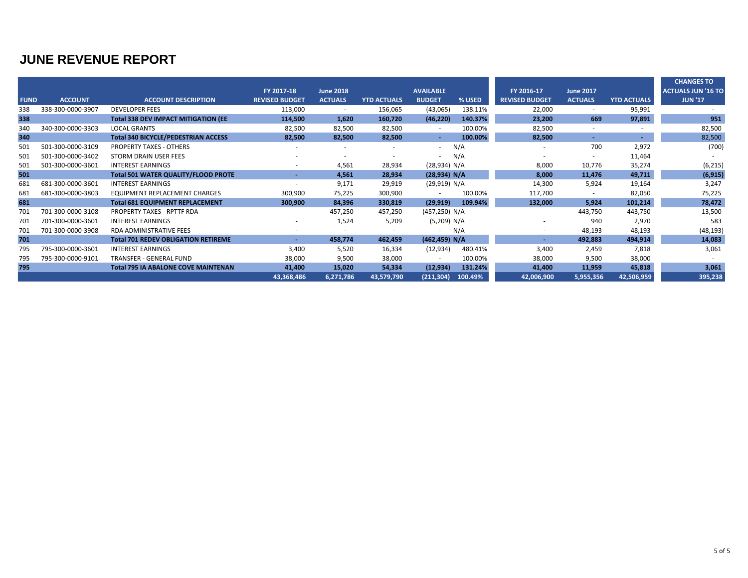## JUNE REVENUE REPORT

| FUND | ACCOUNT | ACCOUNT DESCRIPTION | FY 2017-18 REVISED BUDGET | June 2018 ACTUALS | YTD ACTUALS | AVAILABLE BUDGET | % USED | FY 2016-17 REVISED BUDGET | June 2017 ACTUALS | YTD ACTUALS | CHANGES TO ACTUALS JUN '16 TO JUN '17 |
|---|---|---|---|---|---|---|---|---|---|---|---|
| 338 | 338-300-0000-3907 | DEVELOPER FEES | 113,000 | - | 156,065 | (43,065) | 138.11% | 22,000 | - | 95,991 | - |
| **338** | | **Total 338 DEV IMPACT MITIGATION (EE** | **114,500** | **1,620** | **160,720** | **(46,220)** | **140.37%** | **23,200** | **669** | **97,891** | **951** |
| 340 | 340-300-0000-3303 | LOCAL GRANTS | 82,500 | 82,500 | 82,500 | - | 100.00% | 82,500 | - | - | 82,500 |
| **340** | | **Total 340 BICYCLE/PEDESTRIAN ACCESS** | **82,500** | **82,500** | **82,500** | **-** | **100.00%** | **82,500** | **-** | **-** | **82,500** |
| 501 | 501-300-0000-3109 | PROPERTY TAXES - OTHERS | - | - | - | - | N/A | - | 700 | 2,972 | (700) |
| 501 | 501-300-0000-3402 | STORM DRAIN USER FEES | - | - | - | - | N/A | - | - | 11,464 | - |
| 501 | 501-300-0000-3601 | INTEREST EARNINGS | - | 4,561 | 28,934 | (28,934) | N/A | 8,000 | 10,776 | 35,274 | (6,215) |
| **501** | | **Total 501 WATER QUALITY/FLOOD PROTE** | **-** | **4,561** | **28,934** | **(28,934)** | **N/A** | **8,000** | **11,476** | **49,711** | **(6,915)** |
| 681 | 681-300-0000-3601 | INTEREST EARNINGS | - | 9,171 | 29,919 | (29,919) | N/A | 14,300 | 5,924 | 19,164 | 3,247 |
| 681 | 681-300-0000-3803 | EQUIPMENT REPLACEMENT CHARGES | 300,900 | 75,225 | 300,900 | - | 100.00% | 117,700 | - | 82,050 | 75,225 |
| **681** | | **Total 681 EQUIPMENT REPLACEMENT** | **300,900** | **84,396** | **330,819** | **(29,919)** | **109.94%** | **132,000** | **5,924** | **101,214** | **78,472** |
| 701 | 701-300-0000-3108 | PROPERTY TAXES - RPTTF RDA | - | 457,250 | 457,250 | (457,250) | N/A | - | 443,750 | 443,750 | 13,500 |
| 701 | 701-300-0000-3601 | INTEREST EARNINGS | - | 1,524 | 5,209 | (5,209) | N/A | - | 940 | 2,970 | 583 |
| 701 | 701-300-0000-3908 | RDA ADMINISTRATIVE FEES | - | - | - | - | N/A | - | 48,193 | 48,193 | (48,193) |
| **701** | | **Total 701 REDEV OBLIGATION RETIREME** | **-** | **458,774** | **462,459** | **(462,459)** | **N/A** | **-** | **492,883** | **494,914** | **14,083** |
| 795 | 795-300-0000-3601 | INTEREST EARNINGS | 3,400 | 5,520 | 16,334 | (12,934) | 480.41% | 3,400 | 2,459 | 7,818 | 3,061 |
| 795 | 795-300-0000-9101 | TRANSFER - GENERAL FUND | 38,000 | 9,500 | 38,000 | - | 100.00% | 38,000 | 9,500 | 38,000 | - |
| **795** | | **Total 795 IA ABALONE COVE MAINTENAN** | **41,400** | **15,020** | **54,334** | **(12,934)** | **131.24%** | **41,400** | **11,959** | **45,818** | **3,061** |
| | | | **43,368,486** | **6,271,786** | **43,579,790** | **(211,304)** | **100.49%** | **42,006,900** | **5,955,356** | **42,506,959** | **395,238** |